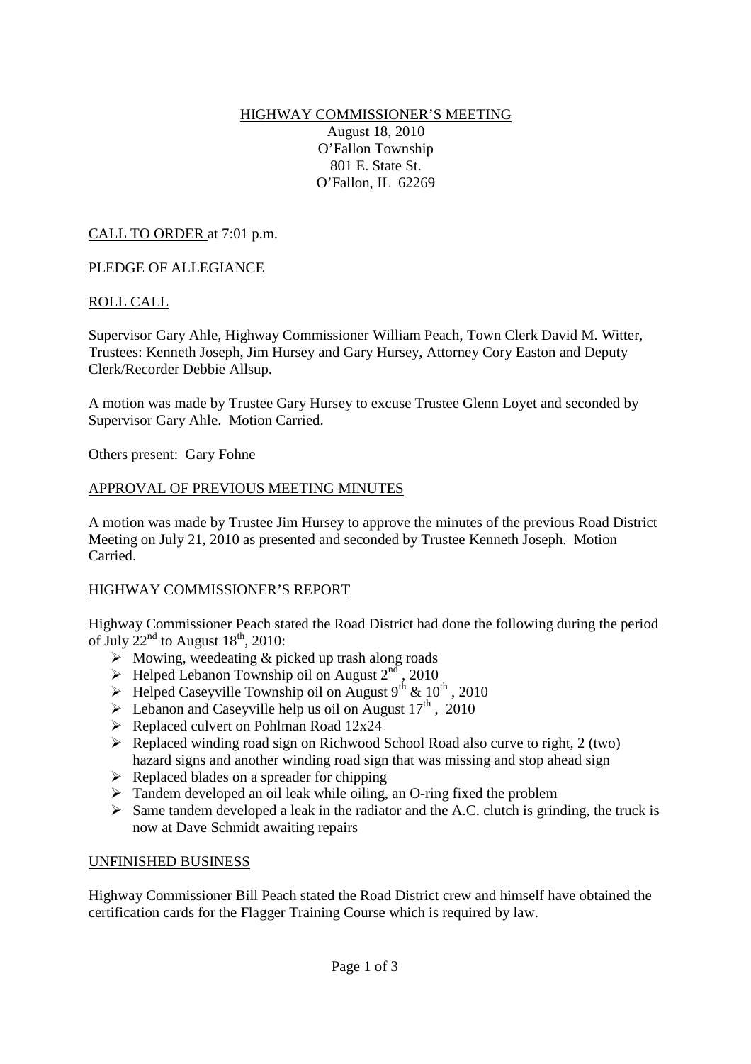# HIGHWAY COMMISSIONER'S MEETING

August 18, 2010
O'Fallon Township
801 E. State St.
O'Fallon, IL 62269

## CALL TO ORDER at 7:01 p.m.

## PLEDGE OF ALLEGIANCE

## ROLL CALL

Supervisor Gary Ahle, Highway Commissioner William Peach, Town Clerk David M. Witter, Trustees: Kenneth Joseph, Jim Hursey and Gary Hursey, Attorney Cory Easton and Deputy Clerk/Recorder Debbie Allsup.

A motion was made by Trustee Gary Hursey to excuse Trustee Glenn Loyet and seconded by Supervisor Gary Ahle. Motion Carried.

Others present: Gary Fohne

## APPROVAL OF PREVIOUS MEETING MINUTES

A motion was made by Trustee Jim Hursey to approve the minutes of the previous Road District Meeting on July 21, 2010 as presented and seconded by Trustee Kenneth Joseph. Motion Carried.

## HIGHWAY COMMISSIONER'S REPORT

Highway Commissioner Peach stated the Road District had done the following during the period of July 22nd to August 18th, 2010:

- Mowing, weedeating & picked up trash along roads
- Helped Lebanon Township oil on August 2nd, 2010
- Helped Caseyville Township oil on August 9th & 10th, 2010
- Lebanon and Caseyville help us oil on August 17th, 2010
- Replaced culvert on Pohlman Road 12x24
- Replaced winding road sign on Richwood School Road also curve to right, 2 (two) hazard signs and another winding road sign that was missing and stop ahead sign
- Replaced blades on a spreader for chipping
- Tandem developed an oil leak while oiling, an O-ring fixed the problem
- Same tandem developed a leak in the radiator and the A.C. clutch is grinding, the truck is now at Dave Schmidt awaiting repairs

## UNFINISHED BUSINESS

Highway Commissioner Bill Peach stated the Road District crew and himself have obtained the certification cards for the Flagger Training Course which is required by law.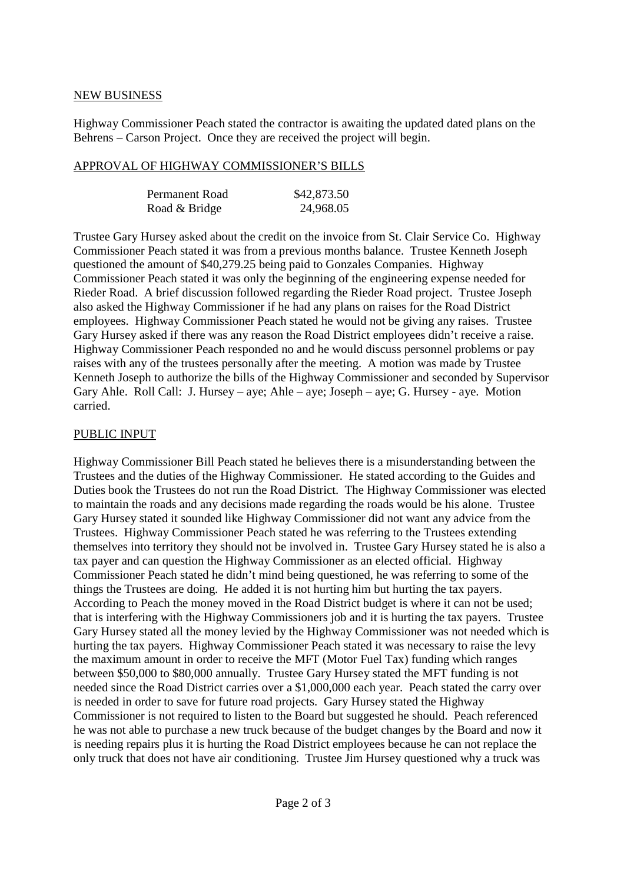## NEW BUSINESS

Highway Commissioner Peach stated the contractor is awaiting the updated dated plans on the Behrens – Carson Project. Once they are received the project will begin.

## APPROVAL OF HIGHWAY COMMISSIONER'S BILLS

| | |
|---|---|
| Permanent Road | \$42,873.50 |
| Road & Bridge | 24,968.05 |

Trustee Gary Hursey asked about the credit on the invoice from St. Clair Service Co. Highway Commissioner Peach stated it was from a previous months balance. Trustee Kenneth Joseph questioned the amount of \$40,279.25 being paid to Gonzales Companies. Highway Commissioner Peach stated it was only the beginning of the engineering expense needed for Rieder Road. A brief discussion followed regarding the Rieder Road project. Trustee Joseph also asked the Highway Commissioner if he had any plans on raises for the Road District employees. Highway Commissioner Peach stated he would not be giving any raises. Trustee Gary Hursey asked if there was any reason the Road District employees didn't receive a raise. Highway Commissioner Peach responded no and he would discuss personnel problems or pay raises with any of the trustees personally after the meeting. A motion was made by Trustee Kenneth Joseph to authorize the bills of the Highway Commissioner and seconded by Supervisor Gary Ahle. Roll Call: J. Hursey – aye; Ahle – aye; Joseph – aye; G. Hursey - aye. Motion carried.

## PUBLIC INPUT

Highway Commissioner Bill Peach stated he believes there is a misunderstanding between the Trustees and the duties of the Highway Commissioner. He stated according to the Guides and Duties book the Trustees do not run the Road District. The Highway Commissioner was elected to maintain the roads and any decisions made regarding the roads would be his alone. Trustee Gary Hursey stated it sounded like Highway Commissioner did not want any advice from the Trustees. Highway Commissioner Peach stated he was referring to the Trustees extending themselves into territory they should not be involved in. Trustee Gary Hursey stated he is also a tax payer and can question the Highway Commissioner as an elected official. Highway Commissioner Peach stated he didn't mind being questioned, he was referring to some of the things the Trustees are doing. He added it is not hurting him but hurting the tax payers. According to Peach the money moved in the Road District budget is where it can not be used; that is interfering with the Highway Commissioners job and it is hurting the tax payers. Trustee Gary Hursey stated all the money levied by the Highway Commissioner was not needed which is hurting the tax payers. Highway Commissioner Peach stated it was necessary to raise the levy the maximum amount in order to receive the MFT (Motor Fuel Tax) funding which ranges between \$50,000 to \$80,000 annually. Trustee Gary Hursey stated the MFT funding is not needed since the Road District carries over a \$1,000,000 each year. Peach stated the carry over is needed in order to save for future road projects. Gary Hursey stated the Highway Commissioner is not required to listen to the Board but suggested he should. Peach referenced he was not able to purchase a new truck because of the budget changes by the Board and now it is needing repairs plus it is hurting the Road District employees because he can not replace the only truck that does not have air conditioning. Trustee Jim Hursey questioned why a truck was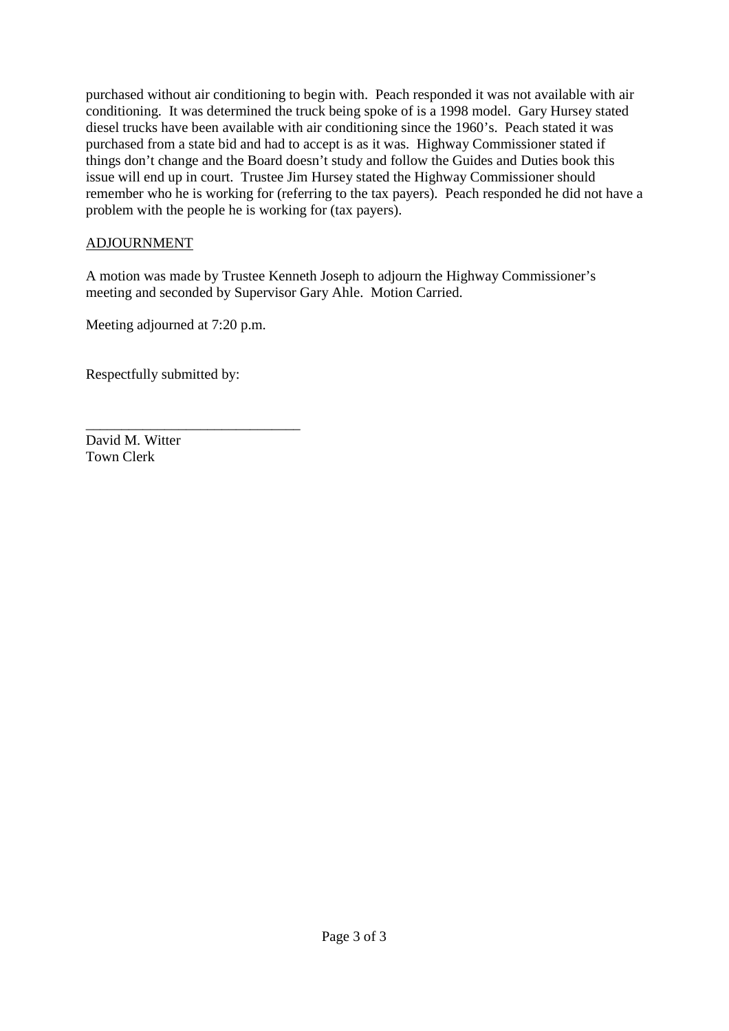purchased without air conditioning to begin with. Peach responded it was not available with air conditioning. It was determined the truck being spoke of is a 1998 model. Gary Hursey stated diesel trucks have been available with air conditioning since the 1960's. Peach stated it was purchased from a state bid and had to accept is as it was. Highway Commissioner stated if things don't change and the Board doesn't study and follow the Guides and Duties book this issue will end up in court. Trustee Jim Hursey stated the Highway Commissioner should remember who he is working for (referring to the tax payers). Peach responded he did not have a problem with the people he is working for (tax payers).

## ADJOURNMENT

A motion was made by Trustee Kenneth Joseph to adjourn the Highway Commissioner's meeting and seconded by Supervisor Gary Ahle. Motion Carried.

Meeting adjourned at 7:20 p.m.

Respectfully submitted by:

\_\_\_\_\_\_\_\_\_\_\_\_\_\_\_\_\_\_\_\_\_\_\_\_\_\_\_\_\_\_

David M. Witter
Town Clerk